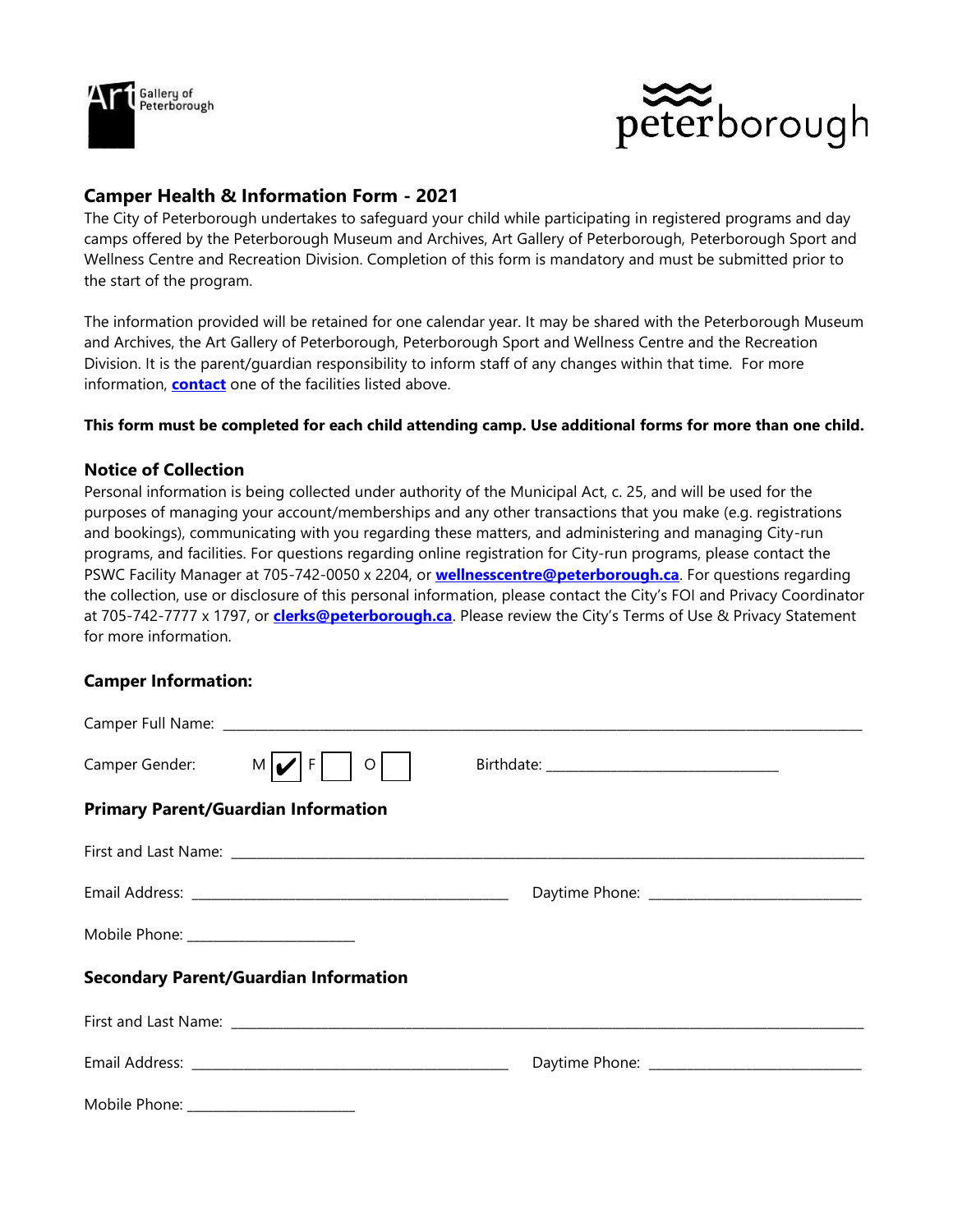Art Gallery of Peterborough

peterborough

## Camper Health & Information Form - 2021

The City of Peterborough undertakes to safeguard your child while participating in registered programs and day camps offered by the Peterborough Museum and Archives, Art Gallery of Peterborough, Peterborough Sport and Wellness Centre and Recreation Division. Completion of this form is mandatory and must be submitted prior to the start of the program.

The information provided will be retained for one calendar year. It may be shared with the Peterborough Museum and Archives, the Art Gallery of Peterborough, Peterborough Sport and Wellness Centre and the Recreation Division. It is the parent/guardian responsibility to inform staff of any changes within that time. For more information, **contact** one of the facilities listed above.

**This form must be completed for each child attending camp. Use additional forms for more than one child.**

### Notice of Collection

Personal information is being collected under authority of the Municipal Act, c. 25, and will be used for the purposes of managing your account/memberships and any other transactions that you make (e.g. registrations and bookings), communicating with you regarding these matters, and administering and managing City-run programs, and facilities. For questions regarding online registration for City-run programs, please contact the PSWC Facility Manager at 705-742-0050 x 2204, or **wellnesscentre@peterborough.ca**. For questions regarding the collection, use or disclosure of this personal information, please contact the City's FOI and Privacy Coordinator at 705-742-7777 x 1797, or **clerks@peterborough.ca**. Please review the City's Terms of Use & Privacy Statement for more information.

### Camper Information:

Camper Full Name: ______________________________

Camper Gender: M ☑ F ☐ O ☐ Birthdate: ______________________________

### Primary Parent/Guardian Information

First and Last Name: ______________________________

Email Address: ______________________________ Daytime Phone: ______________________________

Mobile Phone: ______________________________

### Secondary Parent/Guardian Information

First and Last Name: ______________________________

Email Address: ______________________________ Daytime Phone: ______________________________

Mobile Phone: ______________________________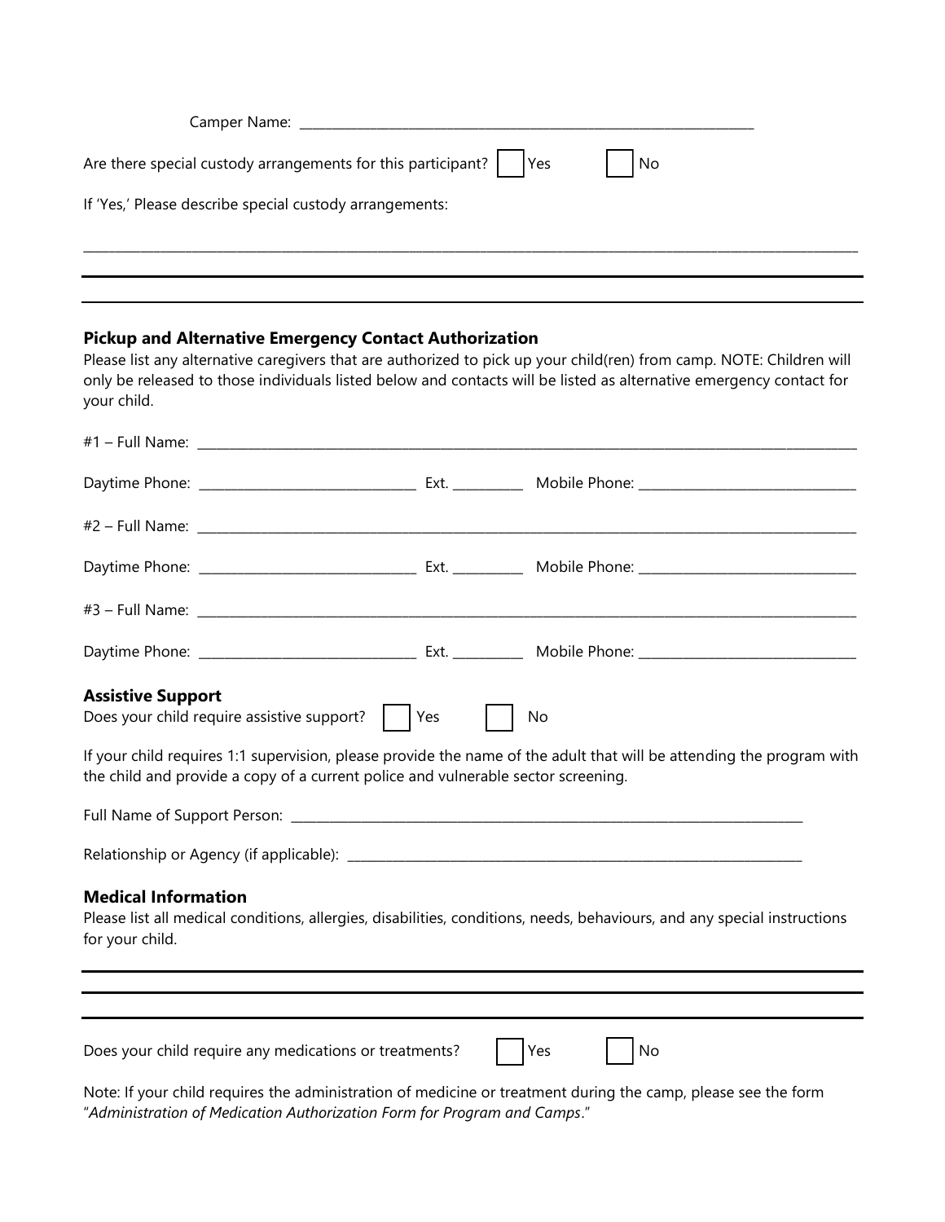Camper Name: ___________________________________________________________________

Are there special custody arrangements for this participant? ☐ Yes ☐ No

If 'Yes,' Please describe special custody arrangements:

_______________________________________________________________________________________________

_______________________________________________________________________________________________

_______________________________________________________________________________________________

### Pickup and Alternative Emergency Contact Authorization

Please list any alternative caregivers that are authorized to pick up your child(ren) from camp. NOTE: Children will only be released to those individuals listed below and contacts will be listed as alternative emergency contact for your child.

#1 – Full Name: _______________________________________________________________________________

Daytime Phone: ______________________________ Ext. __________ Mobile Phone: ______________________________

#2 – Full Name: _______________________________________________________________________________

Daytime Phone: ______________________________ Ext. __________ Mobile Phone: ______________________________

#3 – Full Name: _______________________________________________________________________________

Daytime Phone: ______________________________ Ext. __________ Mobile Phone: ______________________________

### Assistive Support

Does your child require assistive support? ☐ Yes ☐ No

If your child requires 1:1 supervision, please provide the name of the adult that will be attending the program with the child and provide a copy of a current police and vulnerable sector screening.

Full Name of Support Person: ____________________________________________________________________

Relationship or Agency (if applicable): ____________________________________________________________

### Medical Information

Please list all medical conditions, allergies, disabilities, conditions, needs, behaviours, and any special instructions for your child.

_______________________________________________________________________________________________

_______________________________________________________________________________________________

_______________________________________________________________________________________________

Does your child require any medications or treatments? ☐ Yes ☐ No

Note: If your child requires the administration of medicine or treatment during the camp, please see the form "*Administration of Medication Authorization Form for Program and Camps*."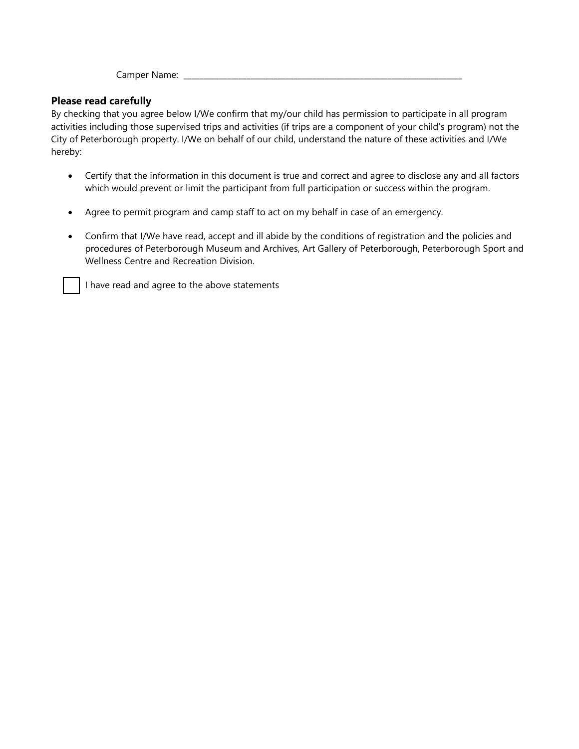Camper Name: ______________________________________________________________________

### Please read carefully

By checking that you agree below I/We confirm that my/our child has permission to participate in all program activities including those supervised trips and activities (if trips are a component of your child's program) not the City of Peterborough property. I/We on behalf of our child, understand the nature of these activities and I/We hereby:

- Certify that the information in this document is true and correct and agree to disclose any and all factors which would prevent or limit the participant from full participation or success within the program.
- Agree to permit program and camp staff to act on my behalf in case of an emergency.
- Confirm that I/We have read, accept and ill abide by the conditions of registration and the policies and procedures of Peterborough Museum and Archives, Art Gallery of Peterborough, Peterborough Sport and Wellness Centre and Recreation Division.

☐ I have read and agree to the above statements